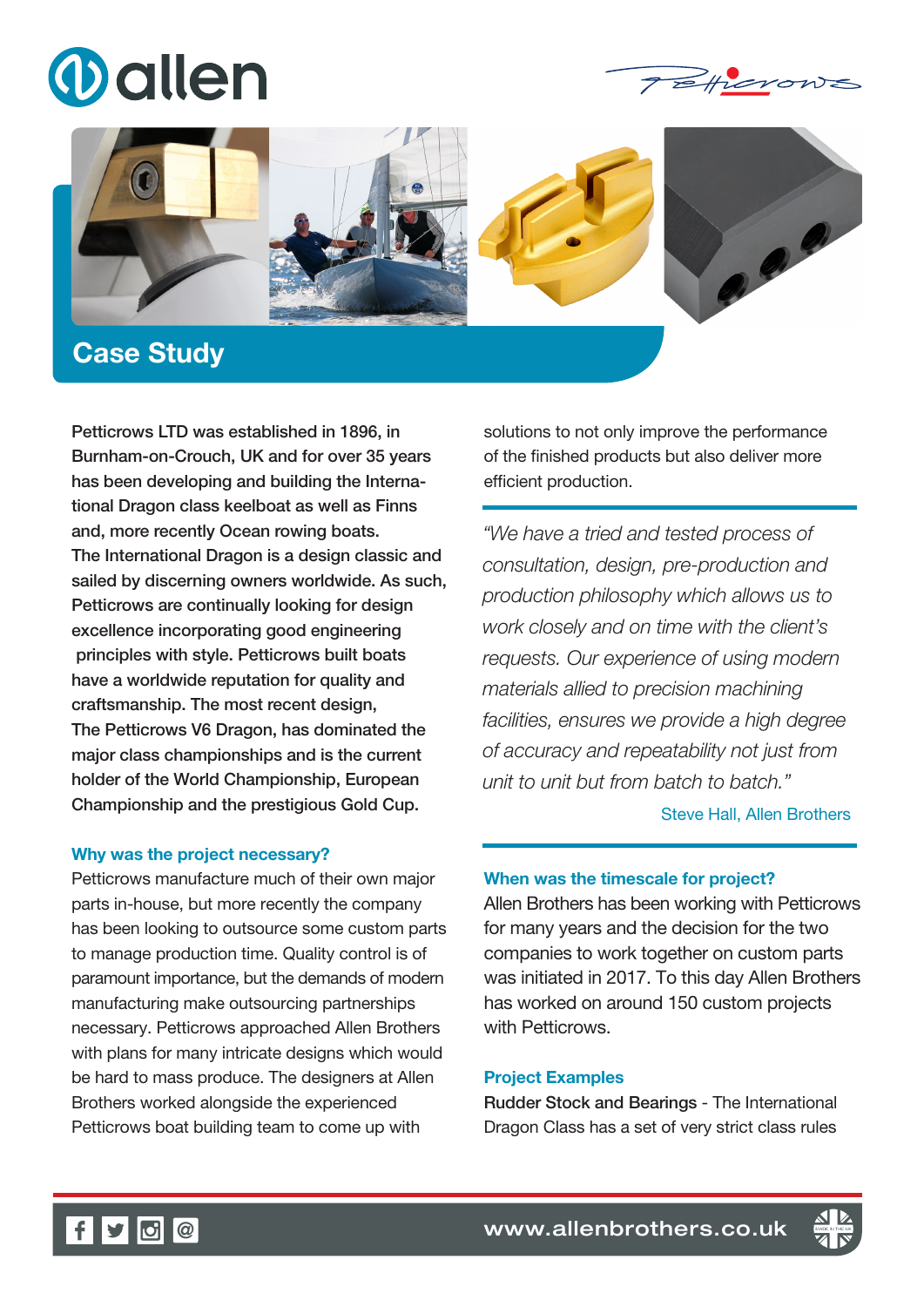# Case Study

**Petticrows LTD was established in 1896, in Burnham-on-Crouch, UK and for over 35 years has been developing and building the International Dragon class keelboat as well as Finns and, more recently Ocean rowing boats. The International Dragon is a design classic and sailed by discerning owners worldwide. As such, Petticrows are continually looking for design excellence incorporating good engineering principles with style. Petticrows built boats have a worldwide reputation for quality and craftsmanship. The most recent design, The Petticrows V6 Dragon, has dominated the major class championships and is the current holder of the World Championship, European Championship and the prestigious Gold Cup.**

### Why was the project necessary?

Petticrows manufacture much of their own major parts in-house, but more recently the company has been looking to outsource some custom parts to manage production time. Quality control is of paramount importance, but the demands of modern manufacturing make outsourcing partnerships necessary. Petticrows approached Allen Brothers with plans for many intricate designs which would be hard to mass produce. The designers at Allen Brothers worked alongside the experienced Petticrows boat building team to come up with solutions to not only improve the performance of the finished products but also deliver more efficient production.

> *"We have a tried and tested process of consultation, design, pre-production and production philosophy which allows us to work closely and on time with the client's requests. Our experience of using modern materials allied to precision machining facilities, ensures we provide a high degree of accuracy and repeatability not just from unit to unit but from batch to batch."*
>
> Steve Hall, Allen Brothers

### When was the timescale for project?

Allen Brothers has been working with Petticrows for many years and the decision for the two companies to work together on custom parts was initiated in 2017. To this day Allen Brothers has worked on around 150 custom projects with Petticrows.

### Project Examples

Rudder Stock and Bearings - The International Dragon Class has a set of very strict class rules

www.allenbrothers.co.uk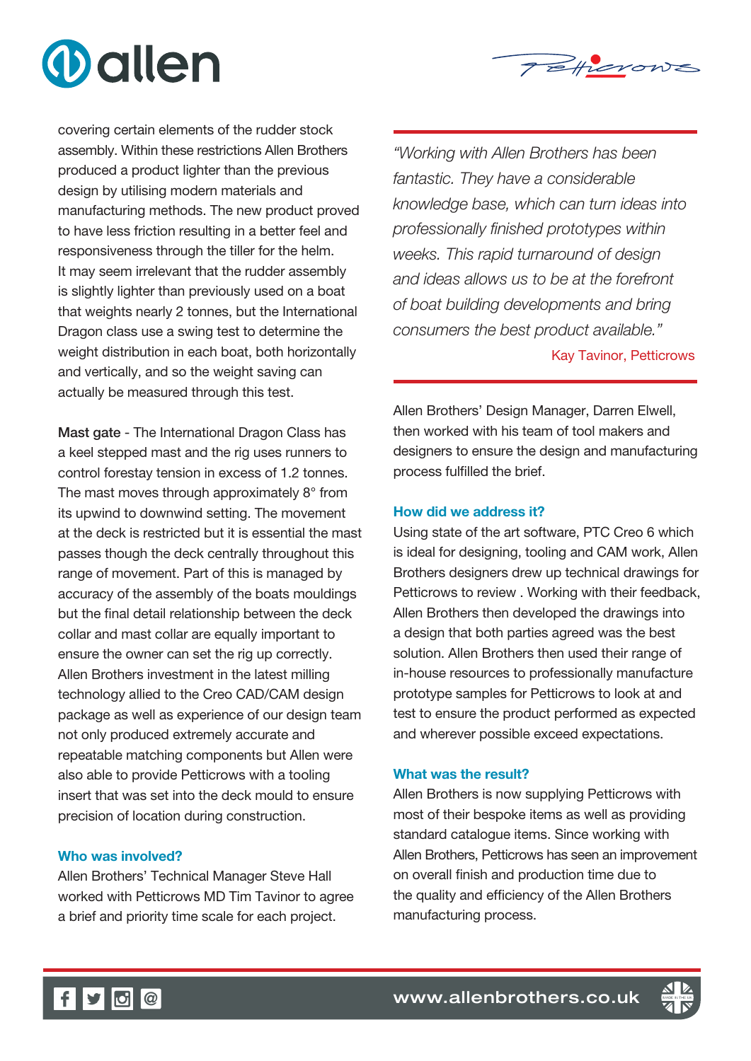covering certain elements of the rudder stock assembly. Within these restrictions Allen Brothers produced a product lighter than the previous design by utilising modern materials and manufacturing methods. The new product proved to have less friction resulting in a better feel and responsiveness through the tiller for the helm. It may seem irrelevant that the rudder assembly is slightly lighter than previously used on a boat that weights nearly 2 tonnes, but the International Dragon class use a swing test to determine the weight distribution in each boat, both horizontally and vertically, and so the weight saving can actually be measured through this test.

**Mast gate** - The International Dragon Class has a keel stepped mast and the rig uses runners to control forestay tension in excess of 1.2 tonnes. The mast moves through approximately 8° from its upwind to downwind setting. The movement at the deck is restricted but it is essential the mast passes though the deck centrally throughout this range of movement. Part of this is managed by accuracy of the assembly of the boats mouldings but the final detail relationship between the deck collar and mast collar are equally important to ensure the owner can set the rig up correctly. Allen Brothers investment in the latest milling technology allied to the Creo CAD/CAM design package as well as experience of our design team not only produced extremely accurate and repeatable matching components but Allen were also able to provide Petticrows with a tooling insert that was set into the deck mould to ensure precision of location during construction.

### Who was involved?

Allen Brothers' Technical Manager Steve Hall worked with Petticrows MD Tim Tavinor to agree a brief and priority time scale for each project.

> *"Working with Allen Brothers has been fantastic. They have a considerable knowledge base, which can turn ideas into professionally finished prototypes within weeks. This rapid turnaround of design and ideas allows us to be at the forefront of boat building developments and bring consumers the best product available."*
>
> Kay Tavinor, Petticrows

Allen Brothers' Design Manager, Darren Elwell, then worked with his team of tool makers and designers to ensure the design and manufacturing process fulfilled the brief.

### How did we address it?

Using state of the art software, PTC Creo 6 which is ideal for designing, tooling and CAM work, Allen Brothers designers drew up technical drawings for Petticrows to review . Working with their feedback, Allen Brothers then developed the drawings into a design that both parties agreed was the best solution. Allen Brothers then used their range of in-house resources to professionally manufacture prototype samples for Petticrows to look at and test to ensure the product performed as expected and wherever possible exceed expectations.

### What was the result?

Allen Brothers is now supplying Petticrows with most of their bespoke items as well as providing standard catalogue items. Since working with Allen Brothers, Petticrows has seen an improvement on overall finish and production time due to the quality and efficiency of the Allen Brothers manufacturing process.

www.allenbrothers.co.uk